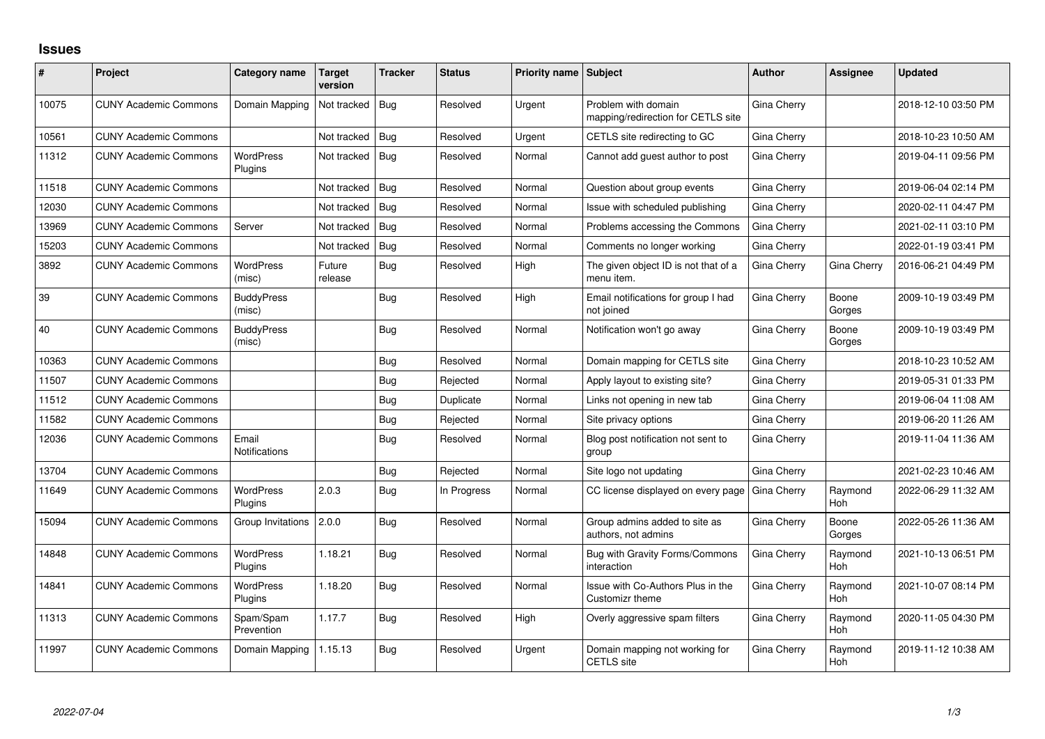# Issues

| # | Project | Category name | Target version | Tracker | Status | Priority name | Subject | Author | Assignee | Updated |
|---|---|---|---|---|---|---|---|---|---|---|
| 10075 | CUNY Academic Commons | Domain Mapping | Not tracked | Bug | Resolved | Urgent | Problem with domain mapping/redirection for CETLS site | Gina Cherry | | 2018-12-10 03:50 PM |
| 10561 | CUNY Academic Commons | | Not tracked | Bug | Resolved | Urgent | CETLS site redirecting to GC | Gina Cherry | | 2018-10-23 10:50 AM |
| 11312 | CUNY Academic Commons | WordPress Plugins | Not tracked | Bug | Resolved | Normal | Cannot add guest author to post | Gina Cherry | | 2019-04-11 09:56 PM |
| 11518 | CUNY Academic Commons | | Not tracked | Bug | Resolved | Normal | Question about group events | Gina Cherry | | 2019-06-04 02:14 PM |
| 12030 | CUNY Academic Commons | | Not tracked | Bug | Resolved | Normal | Issue with scheduled publishing | Gina Cherry | | 2020-02-11 04:47 PM |
| 13969 | CUNY Academic Commons | Server | Not tracked | Bug | Resolved | Normal | Problems accessing the Commons | Gina Cherry | | 2021-02-11 03:10 PM |
| 15203 | CUNY Academic Commons | | Not tracked | Bug | Resolved | Normal | Comments no longer working | Gina Cherry | | 2022-01-19 03:41 PM |
| 3892 | CUNY Academic Commons | WordPress (misc) | Future release | Bug | Resolved | High | The given object ID is not that of a menu item. | Gina Cherry | Gina Cherry | 2016-06-21 04:49 PM |
| 39 | CUNY Academic Commons | BuddyPress (misc) | | Bug | Resolved | High | Email notifications for group I had not joined | Gina Cherry | Boone Gorges | 2009-10-19 03:49 PM |
| 40 | CUNY Academic Commons | BuddyPress (misc) | | Bug | Resolved | Normal | Notification won't go away | Gina Cherry | Boone Gorges | 2009-10-19 03:49 PM |
| 10363 | CUNY Academic Commons | | | Bug | Resolved | Normal | Domain mapping for CETLS site | Gina Cherry | | 2018-10-23 10:52 AM |
| 11507 | CUNY Academic Commons | | | Bug | Rejected | Normal | Apply layout to existing site? | Gina Cherry | | 2019-05-31 01:33 PM |
| 11512 | CUNY Academic Commons | | | Bug | Duplicate | Normal | Links not opening in new tab | Gina Cherry | | 2019-06-04 11:08 AM |
| 11582 | CUNY Academic Commons | | | Bug | Rejected | Normal | Site privacy options | Gina Cherry | | 2019-06-20 11:26 AM |
| 12036 | CUNY Academic Commons | Email Notifications | | Bug | Resolved | Normal | Blog post notification not sent to group | Gina Cherry | | 2019-11-04 11:36 AM |
| 13704 | CUNY Academic Commons | | | Bug | Rejected | Normal | Site logo not updating | Gina Cherry | | 2021-02-23 10:46 AM |
| 11649 | CUNY Academic Commons | WordPress Plugins | 2.0.3 | Bug | In Progress | Normal | CC license displayed on every page | Gina Cherry | Raymond Hoh | 2022-06-29 11:32 AM |
| 15094 | CUNY Academic Commons | Group Invitations | 2.0.0 | Bug | Resolved | Normal | Group admins added to site as authors, not admins | Gina Cherry | Boone Gorges | 2022-05-26 11:36 AM |
| 14848 | CUNY Academic Commons | WordPress Plugins | 1.18.21 | Bug | Resolved | Normal | Bug with Gravity Forms/Commons interaction | Gina Cherry | Raymond Hoh | 2021-10-13 06:51 PM |
| 14841 | CUNY Academic Commons | WordPress Plugins | 1.18.20 | Bug | Resolved | Normal | Issue with Co-Authors Plus in the Customizr theme | Gina Cherry | Raymond Hoh | 2021-10-07 08:14 PM |
| 11313 | CUNY Academic Commons | Spam/Spam Prevention | 1.17.7 | Bug | Resolved | High | Overly aggressive spam filters | Gina Cherry | Raymond Hoh | 2020-11-05 04:30 PM |
| 11997 | CUNY Academic Commons | Domain Mapping | 1.15.13 | Bug | Resolved | Urgent | Domain mapping not working for CETLS site | Gina Cherry | Raymond Hoh | 2019-11-12 10:38 AM |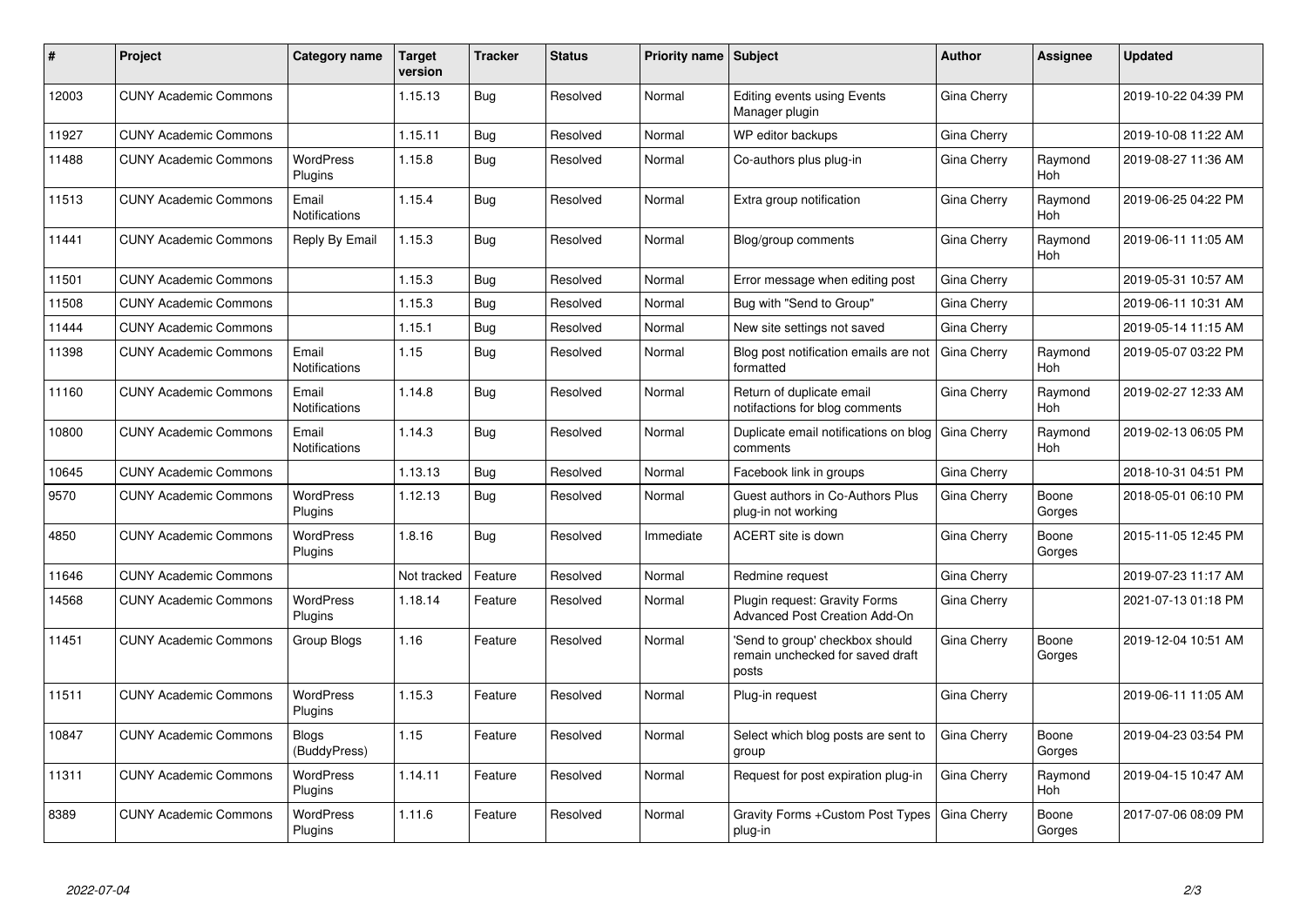| # | Project | Category name | Target version | Tracker | Status | Priority name | Subject | Author | Assignee | Updated |
|---|---|---|---|---|---|---|---|---|---|---|
| 12003 | CUNY Academic Commons | | 1.15.13 | Bug | Resolved | Normal | Editing events using Events Manager plugin | Gina Cherry | | 2019-10-22 04:39 PM |
| 11927 | CUNY Academic Commons | | 1.15.11 | Bug | Resolved | Normal | WP editor backups | Gina Cherry | | 2019-10-08 11:22 AM |
| 11488 | CUNY Academic Commons | WordPress Plugins | 1.15.8 | Bug | Resolved | Normal | Co-authors plus plug-in | Gina Cherry | Raymond Hoh | 2019-08-27 11:36 AM |
| 11513 | CUNY Academic Commons | Email Notifications | 1.15.4 | Bug | Resolved | Normal | Extra group notification | Gina Cherry | Raymond Hoh | 2019-06-25 04:22 PM |
| 11441 | CUNY Academic Commons | Reply By Email | 1.15.3 | Bug | Resolved | Normal | Blog/group comments | Gina Cherry | Raymond Hoh | 2019-06-11 11:05 AM |
| 11501 | CUNY Academic Commons | | 1.15.3 | Bug | Resolved | Normal | Error message when editing post | Gina Cherry | | 2019-05-31 10:57 AM |
| 11508 | CUNY Academic Commons | | 1.15.3 | Bug | Resolved | Normal | Bug with "Send to Group" | Gina Cherry | | 2019-06-11 10:31 AM |
| 11444 | CUNY Academic Commons | | 1.15.1 | Bug | Resolved | Normal | New site settings not saved | Gina Cherry | | 2019-05-14 11:15 AM |
| 11398 | CUNY Academic Commons | Email Notifications | 1.15 | Bug | Resolved | Normal | Blog post notification emails are not formatted | Gina Cherry | Raymond Hoh | 2019-05-07 03:22 PM |
| 11160 | CUNY Academic Commons | Email Notifications | 1.14.8 | Bug | Resolved | Normal | Return of duplicate email notifactions for blog comments | Gina Cherry | Raymond Hoh | 2019-02-27 12:33 AM |
| 10800 | CUNY Academic Commons | Email Notifications | 1.14.3 | Bug | Resolved | Normal | Duplicate email notifications on blog comments | Gina Cherry | Raymond Hoh | 2019-02-13 06:05 PM |
| 10645 | CUNY Academic Commons | | 1.13.13 | Bug | Resolved | Normal | Facebook link in groups | Gina Cherry | | 2018-10-31 04:51 PM |
| 9570 | CUNY Academic Commons | WordPress Plugins | 1.12.13 | Bug | Resolved | Normal | Guest authors in Co-Authors Plus plug-in not working | Gina Cherry | Boone Gorges | 2018-05-01 06:10 PM |
| 4850 | CUNY Academic Commons | WordPress Plugins | 1.8.16 | Bug | Resolved | Immediate | ACERT site is down | Gina Cherry | Boone Gorges | 2015-11-05 12:45 PM |
| 11646 | CUNY Academic Commons | | Not tracked | Feature | Resolved | Normal | Redmine request | Gina Cherry | | 2019-07-23 11:17 AM |
| 14568 | CUNY Academic Commons | WordPress Plugins | 1.18.14 | Feature | Resolved | Normal | Plugin request: Gravity Forms Advanced Post Creation Add-On | Gina Cherry | | 2021-07-13 01:18 PM |
| 11451 | CUNY Academic Commons | Group Blogs | 1.16 | Feature | Resolved | Normal | 'Send to group' checkbox should remain unchecked for saved draft posts | Gina Cherry | Boone Gorges | 2019-12-04 10:51 AM |
| 11511 | CUNY Academic Commons | WordPress Plugins | 1.15.3 | Feature | Resolved | Normal | Plug-in request | Gina Cherry | | 2019-06-11 11:05 AM |
| 10847 | CUNY Academic Commons | Blogs (BuddyPress) | 1.15 | Feature | Resolved | Normal | Select which blog posts are sent to group | Gina Cherry | Boone Gorges | 2019-04-23 03:54 PM |
| 11311 | CUNY Academic Commons | WordPress Plugins | 1.14.11 | Feature | Resolved | Normal | Request for post expiration plug-in | Gina Cherry | Raymond Hoh | 2019-04-15 10:47 AM |
| 8389 | CUNY Academic Commons | WordPress Plugins | 1.11.6 | Feature | Resolved | Normal | Gravity Forms +Custom Post Types plug-in | Gina Cherry | Boone Gorges | 2017-07-06 08:09 PM |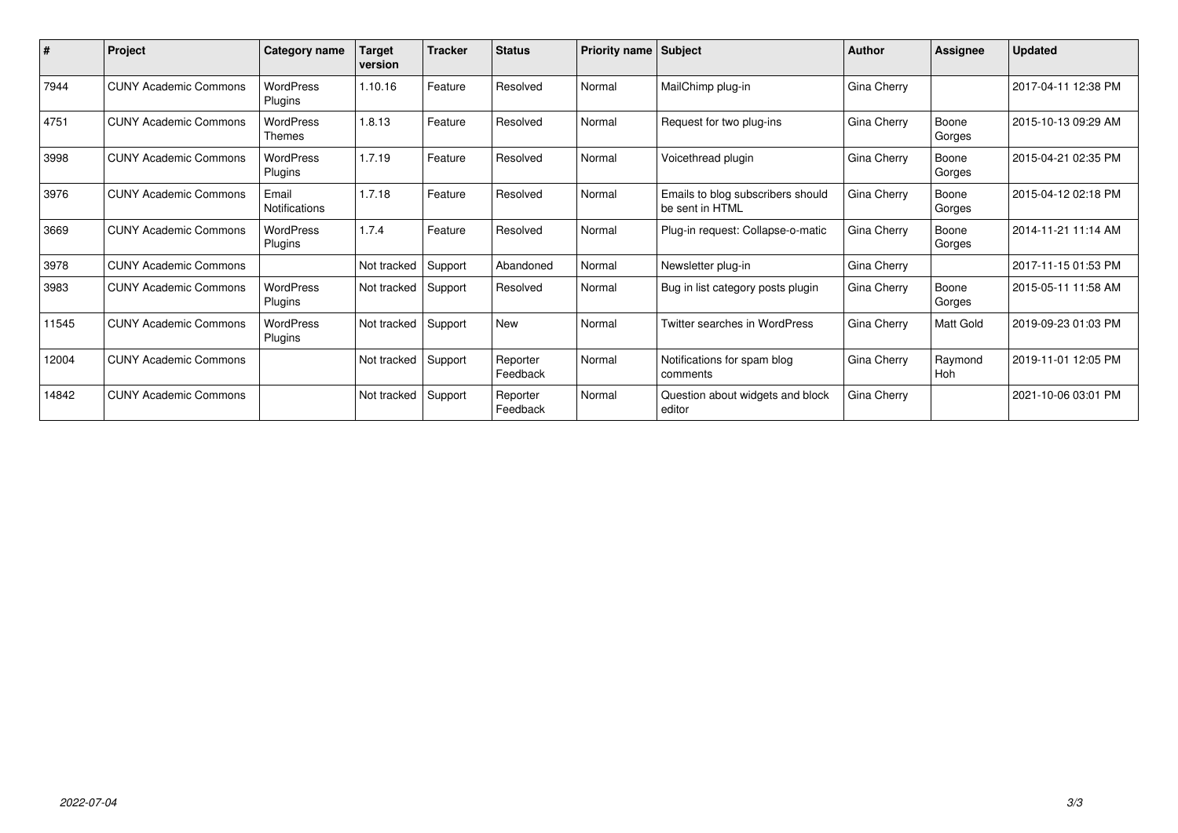| # | Project | Category name | Target version | Tracker | Status | Priority name | Subject | Author | Assignee | Updated |
|---|---|---|---|---|---|---|---|---|---|---|
| 7944 | CUNY Academic Commons | WordPress Plugins | 1.10.16 | Feature | Resolved | Normal | MailChimp plug-in | Gina Cherry | | 2017-04-11 12:38 PM |
| 4751 | CUNY Academic Commons | WordPress Themes | 1.8.13 | Feature | Resolved | Normal | Request for two plug-ins | Gina Cherry | Boone Gorges | 2015-10-13 09:29 AM |
| 3998 | CUNY Academic Commons | WordPress Plugins | 1.7.19 | Feature | Resolved | Normal | Voicethread plugin | Gina Cherry | Boone Gorges | 2015-04-21 02:35 PM |
| 3976 | CUNY Academic Commons | Email Notifications | 1.7.18 | Feature | Resolved | Normal | Emails to blog subscribers should be sent in HTML | Gina Cherry | Boone Gorges | 2015-04-12 02:18 PM |
| 3669 | CUNY Academic Commons | WordPress Plugins | 1.7.4 | Feature | Resolved | Normal | Plug-in request: Collapse-o-matic | Gina Cherry | Boone Gorges | 2014-11-21 11:14 AM |
| 3978 | CUNY Academic Commons | | Not tracked | Support | Abandoned | Normal | Newsletter plug-in | Gina Cherry | | 2017-11-15 01:53 PM |
| 3983 | CUNY Academic Commons | WordPress Plugins | Not tracked | Support | Resolved | Normal | Bug in list category posts plugin | Gina Cherry | Boone Gorges | 2015-05-11 11:58 AM |
| 11545 | CUNY Academic Commons | WordPress Plugins | Not tracked | Support | New | Normal | Twitter searches in WordPress | Gina Cherry | Matt Gold | 2019-09-23 01:03 PM |
| 12004 | CUNY Academic Commons | | Not tracked | Support | Reporter Feedback | Normal | Notifications for spam blog comments | Gina Cherry | Raymond Hoh | 2019-11-01 12:05 PM |
| 14842 | CUNY Academic Commons | | Not tracked | Support | Reporter Feedback | Normal | Question about widgets and block editor | Gina Cherry | | 2021-10-06 03:01 PM |